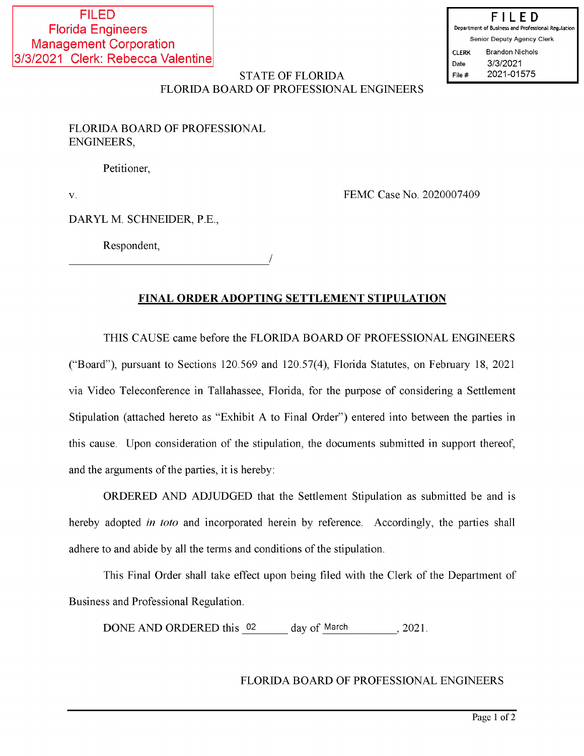FILED
Florida Engineers
Management Corporation
3/3/2021 Clerk: Rebecca Valentine

**FILED**
Department of Business and Professional Regulation
Senior Deputy Agency Clerk
CLERK Brandon Nichols
Date 3/3/2021
File # 2021-01575

STATE OF FLORIDA
FLORIDA BOARD OF PROFESSIONAL ENGINEERS

FLORIDA BOARD OF PROFESSIONAL ENGINEERS,

Petitioner,

v. FEMC Case No. 2020007409

DARYL M. SCHNEIDER, P.E.,

Respondent,
_________________________________/

**FINAL ORDER ADOPTING SETTLEMENT STIPULATION**

THIS CAUSE came before the FLORIDA BOARD OF PROFESSIONAL ENGINEERS ("Board"), pursuant to Sections 120.569 and 120.57(4), Florida Statutes, on February 18, 2021 via Video Teleconference in Tallahassee, Florida, for the purpose of considering a Settlement Stipulation (attached hereto as "Exhibit A to Final Order") entered into between the parties in this cause. Upon consideration of the stipulation, the documents submitted in support thereof, and the arguments of the parties, it is hereby:

ORDERED AND ADJUDGED that the Settlement Stipulation as submitted be and is hereby adopted *in toto* and incorporated herein by reference. Accordingly, the parties shall adhere to and abide by all the terms and conditions of the stipulation.

This Final Order shall take effect upon being filed with the Clerk of the Department of Business and Professional Regulation.

DONE AND ORDERED this 02 day of March, 2021.

FLORIDA BOARD OF PROFESSIONAL ENGINEERS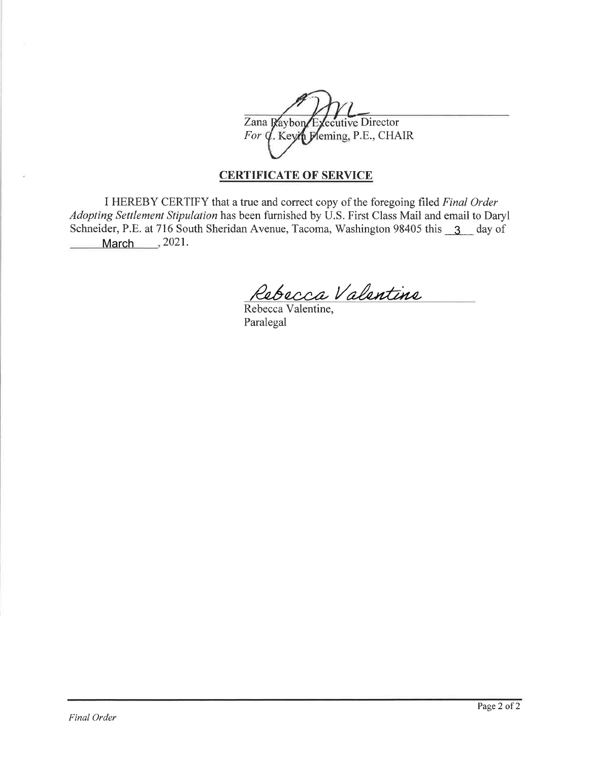Zana Raybon, Executive Director
*For* C. Kevin Fleming, P.E., CHAIR

## CERTIFICATE OF SERVICE

I HEREBY CERTIFY that a true and correct copy of the foregoing filed *Final Order Adopting Settlement Stipulation* has been furnished by U.S. First Class Mail and email to Daryl Schneider, P.E. at 716 South Sheridan Avenue, Tacoma, Washington 98405 this 3 day of March, 2021.

Rebecca Valentine,
Paralegal

*Final Order*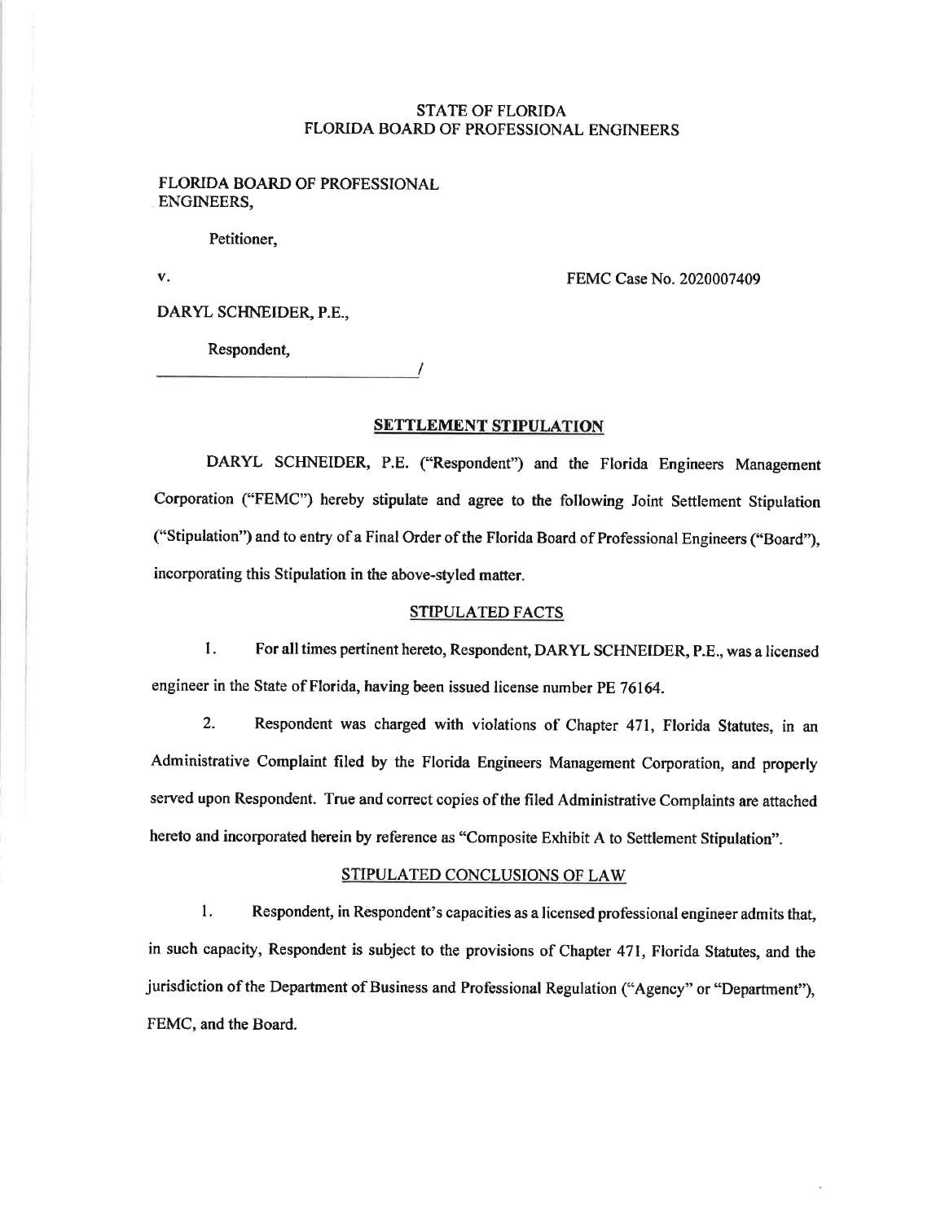STATE OF FLORIDA
FLORIDA BOARD OF PROFESSIONAL ENGINEERS

FLORIDA BOARD OF PROFESSIONAL ENGINEERS,

Petitioner,

v.

FEMC Case No. 2020007409

DARYL SCHNEIDER, P.E.,

Respondent,

_______________________________/

## SETTLEMENT STIPULATION

DARYL SCHNEIDER, P.E. ("Respondent") and the Florida Engineers Management Corporation ("FEMC") hereby stipulate and agree to the following Joint Settlement Stipulation ("Stipulation") and to entry of a Final Order of the Florida Board of Professional Engineers ("Board"), incorporating this Stipulation in the above-styled matter.

### STIPULATED FACTS

1. For all times pertinent hereto, Respondent, DARYL SCHNEIDER, P.E., was a licensed engineer in the State of Florida, having been issued license number PE 76164.

2. Respondent was charged with violations of Chapter 471, Florida Statutes, in an Administrative Complaint filed by the Florida Engineers Management Corporation, and properly served upon Respondent. True and correct copies of the filed Administrative Complaints are attached hereto and incorporated herein by reference as "Composite Exhibit A to Settlement Stipulation".

### STIPULATED CONCLUSIONS OF LAW

1. Respondent, in Respondent's capacities as a licensed professional engineer admits that, in such capacity, Respondent is subject to the provisions of Chapter 471, Florida Statutes, and the jurisdiction of the Department of Business and Professional Regulation ("Agency" or "Department"), FEMC, and the Board.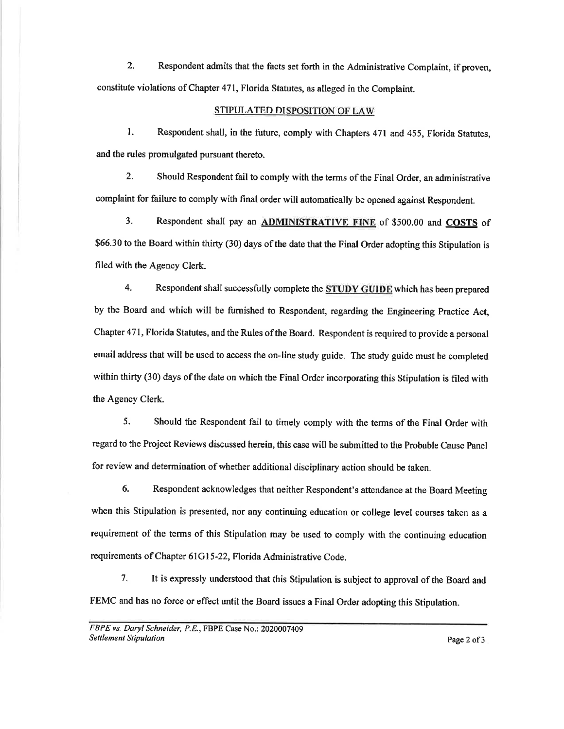2. Respondent admits that the facts set forth in the Administrative Complaint, if proven, constitute violations of Chapter 471, Florida Statutes, as alleged in the Complaint.

## STIPULATED DISPOSITION OF LAW

1. Respondent shall, in the future, comply with Chapters 471 and 455, Florida Statutes, and the rules promulgated pursuant thereto.

2. Should Respondent fail to comply with the terms of the Final Order, an administrative complaint for failure to comply with final order will automatically be opened against Respondent.

3. Respondent shall pay an **ADMINISTRATIVE FINE** of $500.00 and **COSTS** of $66.30 to the Board within thirty (30) days of the date that the Final Order adopting this Stipulation is filed with the Agency Clerk.

4. Respondent shall successfully complete the **STUDY GUIDE** which has been prepared by the Board and which will be furnished to Respondent, regarding the Engineering Practice Act, Chapter 471, Florida Statutes, and the Rules of the Board. Respondent is required to provide a personal email address that will be used to access the on-line study guide. The study guide must be completed within thirty (30) days of the date on which the Final Order incorporating this Stipulation is filed with the Agency Clerk.

5. Should the Respondent fail to timely comply with the terms of the Final Order with regard to the Project Reviews discussed herein, this case will be submitted to the Probable Cause Panel for review and determination of whether additional disciplinary action should be taken.

6. Respondent acknowledges that neither Respondent's attendance at the Board Meeting when this Stipulation is presented, nor any continuing education or college level courses taken as a requirement of the terms of this Stipulation may be used to comply with the continuing education requirements of Chapter 61G15-22, Florida Administrative Code.

7. It is expressly understood that this Stipulation is subject to approval of the Board and FEMC and has no force or effect until the Board issues a Final Order adopting this Stipulation.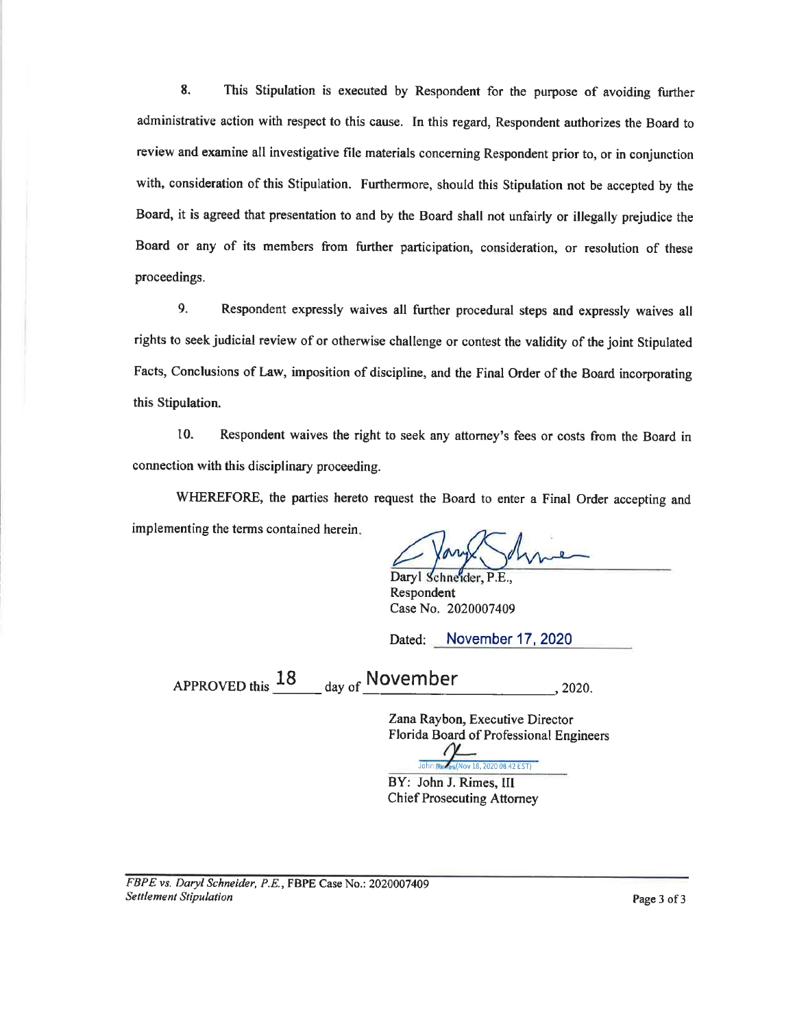8. This Stipulation is executed by Respondent for the purpose of avoiding further administrative action with respect to this cause. In this regard, Respondent authorizes the Board to review and examine all investigative file materials concerning Respondent prior to, or in conjunction with, consideration of this Stipulation. Furthermore, should this Stipulation not be accepted by the Board, it is agreed that presentation to and by the Board shall not unfairly or illegally prejudice the Board or any of its members from further participation, consideration, or resolution of these proceedings.

9. Respondent expressly waives all further procedural steps and expressly waives all rights to seek judicial review of or otherwise challenge or contest the validity of the joint Stipulated Facts, Conclusions of Law, imposition of discipline, and the Final Order of the Board incorporating this Stipulation.

10. Respondent waives the right to seek any attorney's fees or costs from the Board in connection with this disciplinary proceeding.

WHEREFORE, the parties hereto request the Board to enter a Final Order accepting and implementing the terms contained herein.

Daryl Schneider, P.E.,
Respondent
Case No. 2020007409

Dated: November 17, 2020

APPROVED this 18 day of November, 2020.

Zana Raybon, Executive Director
Florida Board of Professional Engineers

John Rimes (Nov 18, 2020 08:42 EST)

BY: John J. Rimes, III
Chief Prosecuting Attorney

*FBPE vs. Daryl Schneider, P.E.*, FBPE Case No.: 2020007409
*Settlement Stipulation*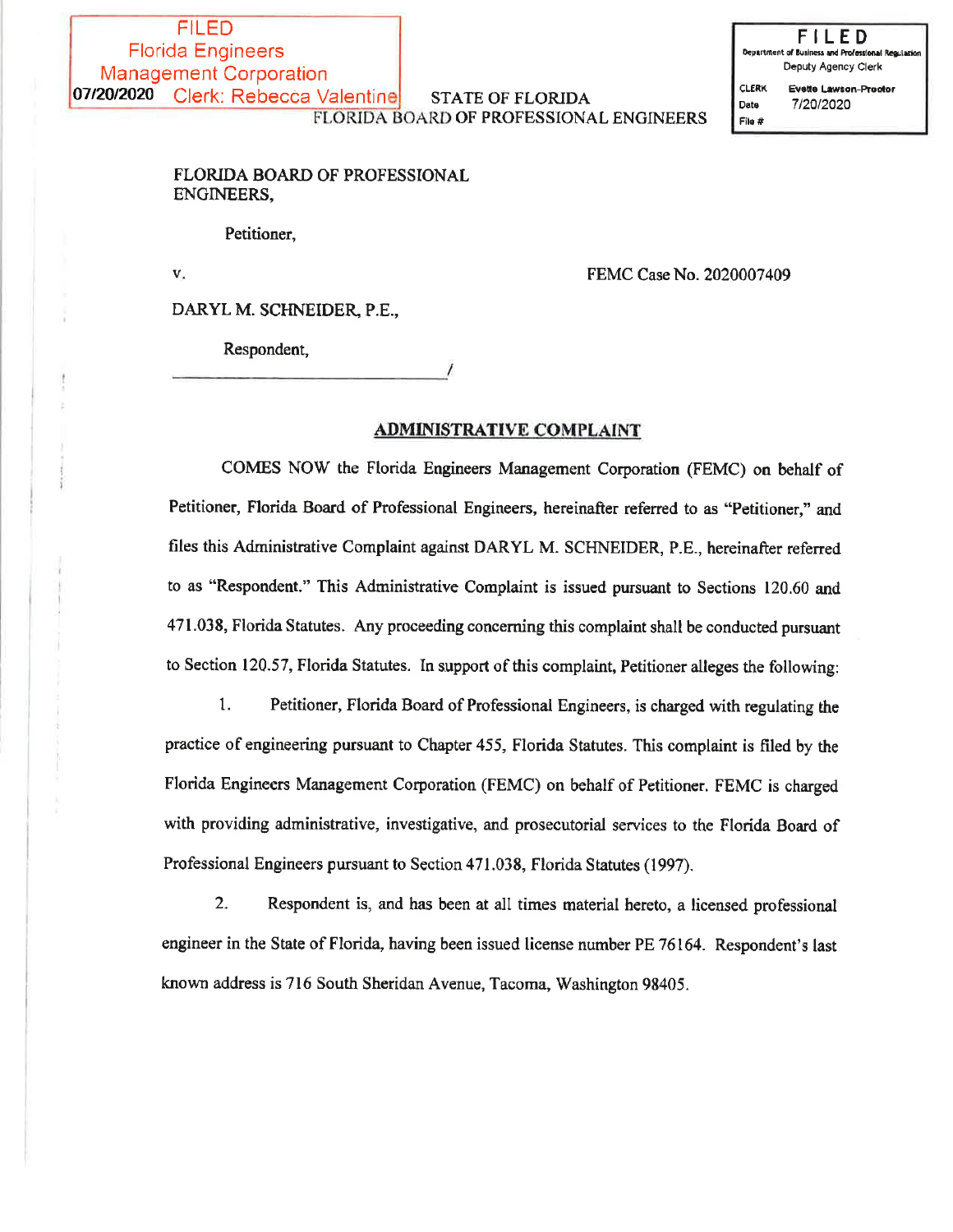FILED
Florida Engineers
Management Corporation
07/20/2020 Clerk: Rebecca Valentine

FILED
Department of Business and Professional Regulation
Deputy Agency Clerk
CLERK Evette Lawson-Proctor
Date 7/20/2020
File #

STATE OF FLORIDA
FLORIDA BOARD OF PROFESSIONAL ENGINEERS

FLORIDA BOARD OF PROFESSIONAL ENGINEERS,

Petitioner,

v. FEMC Case No. 2020007409

DARYL M. SCHNEIDER, P.E.,

Respondent,

_______________________________/

## ADMINISTRATIVE COMPLAINT

COMES NOW the Florida Engineers Management Corporation (FEMC) on behalf of Petitioner, Florida Board of Professional Engineers, hereinafter referred to as "Petitioner," and files this Administrative Complaint against DARYL M. SCHNEIDER, P.E., hereinafter referred to as "Respondent." This Administrative Complaint is issued pursuant to Sections 120.60 and 471.038, Florida Statutes. Any proceeding concerning this complaint shall be conducted pursuant to Section 120.57, Florida Statutes. In support of this complaint, Petitioner alleges the following:

1. Petitioner, Florida Board of Professional Engineers, is charged with regulating the practice of engineering pursuant to Chapter 455, Florida Statutes. This complaint is filed by the Florida Engineers Management Corporation (FEMC) on behalf of Petitioner. FEMC is charged with providing administrative, investigative, and prosecutorial services to the Florida Board of Professional Engineers pursuant to Section 471.038, Florida Statutes (1997).

2. Respondent is, and has been at all times material hereto, a licensed professional engineer in the State of Florida, having been issued license number PE 76164. Respondent's last known address is 716 South Sheridan Avenue, Tacoma, Washington 98405.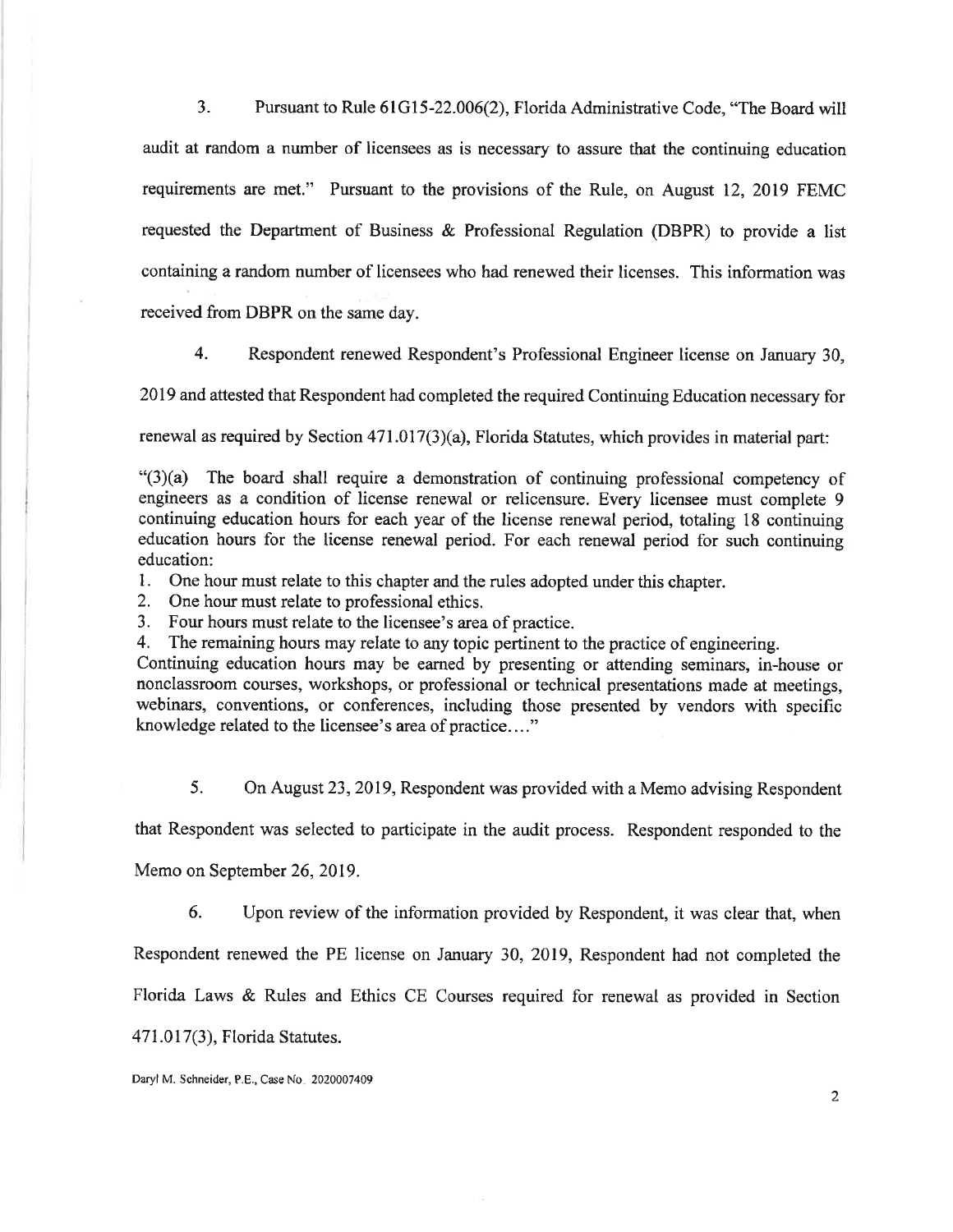3. Pursuant to Rule 61G15-22.006(2), Florida Administrative Code, "The Board will audit at random a number of licensees as is necessary to assure that the continuing education requirements are met." Pursuant to the provisions of the Rule, on August 12, 2019 FEMC requested the Department of Business & Professional Regulation (DBPR) to provide a list containing a random number of licensees who had renewed their licenses. This information was received from DBPR on the same day.

4. Respondent renewed Respondent's Professional Engineer license on January 30, 2019 and attested that Respondent had completed the required Continuing Education necessary for renewal as required by Section 471.017(3)(a), Florida Statutes, which provides in material part:

> "(3)(a) The board shall require a demonstration of continuing professional competency of engineers as a condition of license renewal or relicensure. Every licensee must complete 9 continuing education hours for each year of the license renewal period, totaling 18 continuing education hours for the license renewal period. For each renewal period for such continuing education:
>
> 1. One hour must relate to this chapter and the rules adopted under this chapter.
> 2. One hour must relate to professional ethics.
> 3. Four hours must relate to the licensee's area of practice.
> 4. The remaining hours may relate to any topic pertinent to the practice of engineering.
>
> Continuing education hours may be earned by presenting or attending seminars, in-house or nonclassroom courses, workshops, or professional or technical presentations made at meetings, webinars, conventions, or conferences, including those presented by vendors with specific knowledge related to the licensee's area of practice...."

5. On August 23, 2019, Respondent was provided with a Memo advising Respondent that Respondent was selected to participate in the audit process. Respondent responded to the Memo on September 26, 2019.

6. Upon review of the information provided by Respondent, it was clear that, when Respondent renewed the PE license on January 30, 2019, Respondent had not completed the Florida Laws & Rules and Ethics CE Courses required for renewal as provided in Section 471.017(3), Florida Statutes.

Daryl M. Schneider, P.E., Case No. 2020007409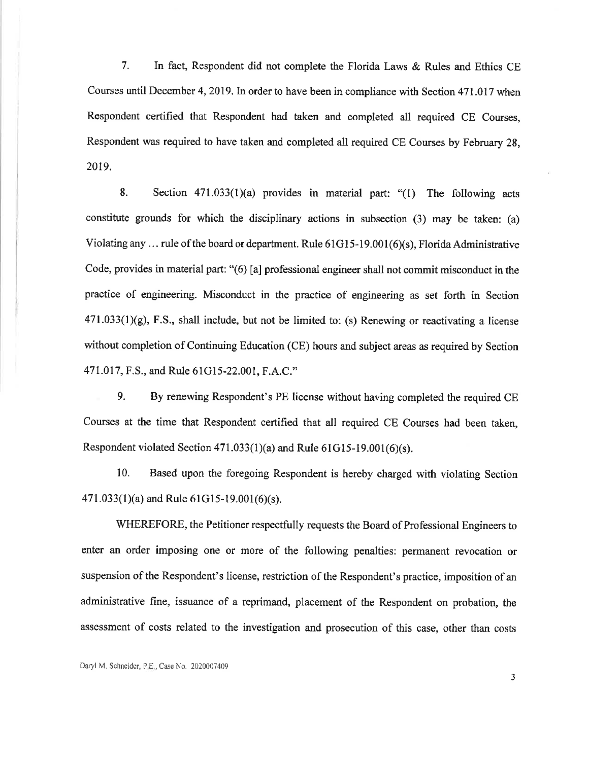7. In fact, Respondent did not complete the Florida Laws & Rules and Ethics CE Courses until December 4, 2019. In order to have been in compliance with Section 471.017 when Respondent certified that Respondent had taken and completed all required CE Courses, Respondent was required to have taken and completed all required CE Courses by February 28, 2019.

8. Section 471.033(1)(a) provides in material part: "(1) The following acts constitute grounds for which the disciplinary actions in subsection (3) may be taken: (a) Violating any … rule of the board or department. Rule 61G15-19.001(6)(s), Florida Administrative Code, provides in material part: "(6) [a] professional engineer shall not commit misconduct in the practice of engineering. Misconduct in the practice of engineering as set forth in Section 471.033(1)(g), F.S., shall include, but not be limited to: (s) Renewing or reactivating a license without completion of Continuing Education (CE) hours and subject areas as required by Section 471.017, F.S., and Rule 61G15-22.001, F.A.C."

9. By renewing Respondent's PE license without having completed the required CE Courses at the time that Respondent certified that all required CE Courses had been taken, Respondent violated Section 471.033(1)(a) and Rule 61G15-19.001(6)(s).

10. Based upon the foregoing Respondent is hereby charged with violating Section 471.033(1)(a) and Rule 61G15-19.001(6)(s).

WHEREFORE, the Petitioner respectfully requests the Board of Professional Engineers to enter an order imposing one or more of the following penalties: permanent revocation or suspension of the Respondent's license, restriction of the Respondent's practice, imposition of an administrative fine, issuance of a reprimand, placement of the Respondent on probation, the assessment of costs related to the investigation and prosecution of this case, other than costs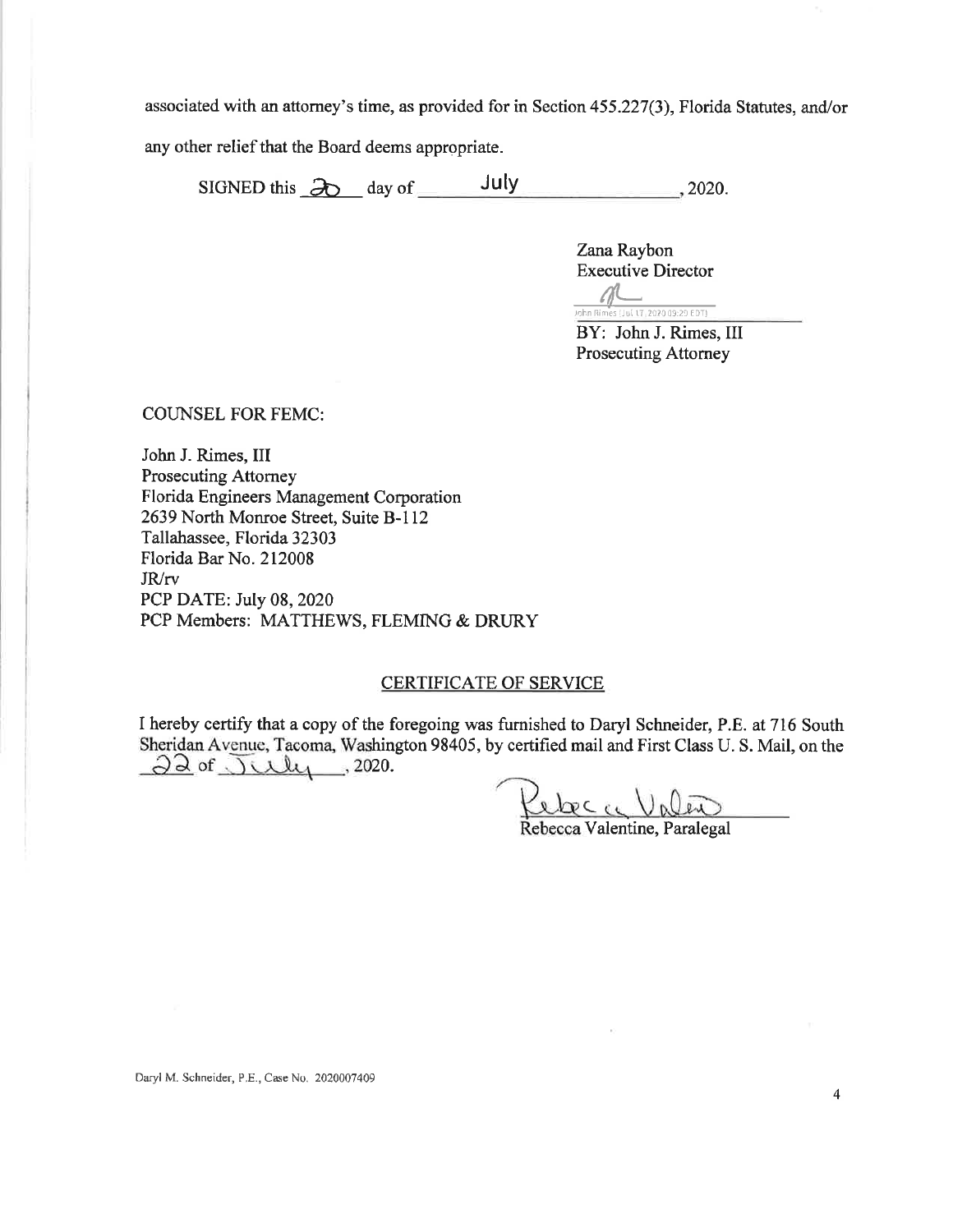associated with an attorney's time, as provided for in Section 455.227(3), Florida Statutes, and/or any other relief that the Board deems appropriate.

SIGNED this 20 day of July, 2020.

Zana Raybon
Executive Director

John Rimes (Jul 17, 2020 09:29 EDT)

BY: John J. Rimes, III
Prosecuting Attorney

COUNSEL FOR FEMC:

John J. Rimes, III
Prosecuting Attorney
Florida Engineers Management Corporation
2639 North Monroe Street, Suite B-112
Tallahassee, Florida 32303
Florida Bar No. 212008
JR/rv
PCP DATE: July 08, 2020
PCP Members: MATTHEWS, FLEMING & DRURY

## CERTIFICATE OF SERVICE

I hereby certify that a copy of the foregoing was furnished to Daryl Schneider, P.E. at 716 South Sheridan Avenue, Tacoma, Washington 98405, by certified mail and First Class U. S. Mail, on the 22 of July, 2020.

Rebecca Valentine, Paralegal

Daryl M. Schneider, P.E., Case No. 2020007409